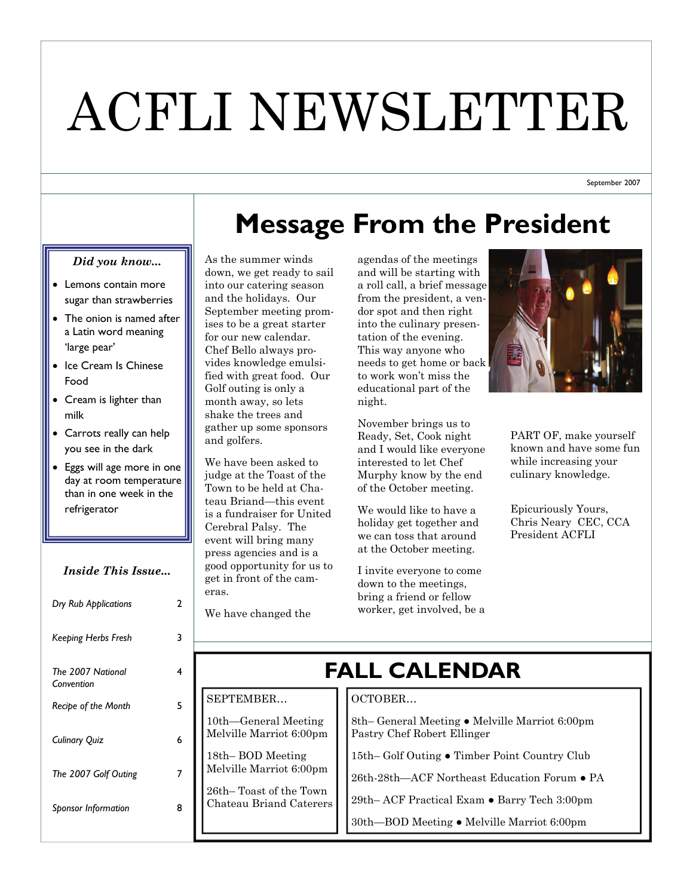# ACFLI NEWSLETTER

September 2007

### *Did you know...*

- Lemons contain more sugar than strawberries
- The onion is named after a Latin word meaning 'large pear'
- Ice Cream Is Chinese Food
- Cream is lighter than milk
- Carrots really can help you see in the dark
- Eggs will age more in one day at room temperature than in one week in the refrigerator

### *Inside This Issue...*

| | |
|---|---|
| *Dry Rub Applications* | 2 |
| *Keeping Herbs Fresh* | 3 |
| *The 2007 National Convention* | 4 |
| *Recipe of the Month* | 5 |
| *Culinary Quiz* | 6 |
| *The 2007 Golf Outing* | 7 |
| *Sponsor Information* | 8 |

## Message From the President

As the summer winds down, we get ready to sail into our catering season and the holidays. Our September meeting promises to be a great starter for our new calendar. Chef Bello always provides knowledge emulsified with great food. Our Golf outing is only a month away, so lets shake the trees and gather up some sponsors and golfers.

We have been asked to judge at the Toast of the Town to be held at Chateau Briand—this event is a fundraiser for United Cerebral Palsy. The event will bring many press agencies and is a good opportunity for us to get in front of the cameras.

We have changed the agendas of the meetings and will be starting with a roll call, a brief message from the president, a vendor spot and then right into the culinary presentation of the evening. This way anyone who needs to get home or back to work won't miss the educational part of the night.

November brings us to Ready, Set, Cook night and I would like everyone interested to let Chef Murphy know by the end of the October meeting.

We would like to have a holiday get together and we can toss that around at the October meeting.

I invite everyone to come down to the meetings, bring a friend or fellow worker, get involved, be a PART OF, make yourself known and have some fun while increasing your culinary knowledge.

Epicuriously Yours,
Chris Neary CEC, CCA
President ACFLI

## FALL CALENDAR

**SEPTEMBER...**

10th—General Meeting
Melville Marriot 6:00pm

18th– BOD Meeting
Melville Marriot 6:00pm

26th– Toast of the Town
Chateau Briand Caterers

**OCTOBER...**

8th– General Meeting • Melville Marriot 6:00pm
Pastry Chef Robert Ellinger

15th– Golf Outing • Timber Point Country Club

26th-28th—ACF Northeast Education Forum • PA

29th– ACF Practical Exam • Barry Tech 3:00pm

30th—BOD Meeting • Melville Marriot 6:00pm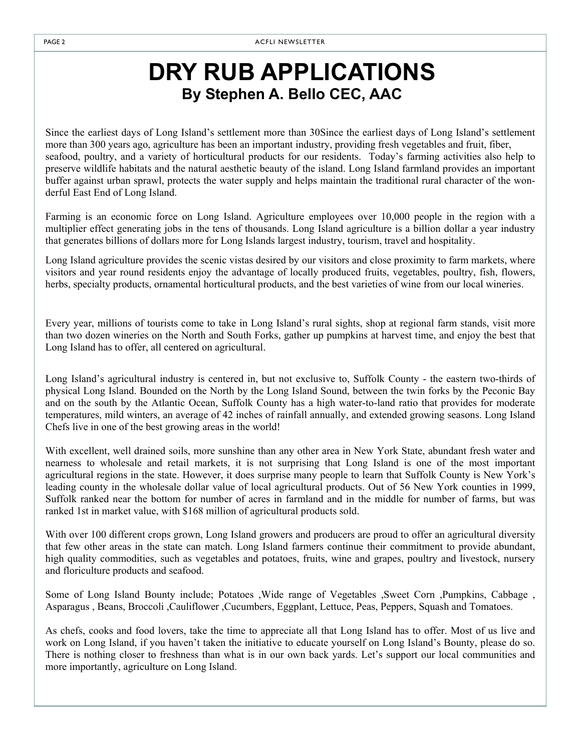# DRY RUB APPLICATIONS

## By Stephen A. Bello CEC, AAC

Since the earliest days of Long Island's settlement more than 30Since the earliest days of Long Island's settlement more than 300 years ago, agriculture has been an important industry, providing fresh vegetables and fruit, fiber, seafood, poultry, and a variety of horticultural products for our residents. Today's farming activities also help to preserve wildlife habitats and the natural aesthetic beauty of the island. Long Island farmland provides an important buffer against urban sprawl, protects the water supply and helps maintain the traditional rural character of the wonderful East End of Long Island.

Farming is an economic force on Long Island. Agriculture employees over 10,000 people in the region with a multiplier effect generating jobs in the tens of thousands. Long Island agriculture is a billion dollar a year industry that generates billions of dollars more for Long Islands largest industry, tourism, travel and hospitality.

Long Island agriculture provides the scenic vistas desired by our visitors and close proximity to farm markets, where visitors and year round residents enjoy the advantage of locally produced fruits, vegetables, poultry, fish, flowers, herbs, specialty products, ornamental horticultural products, and the best varieties of wine from our local wineries.

Every year, millions of tourists come to take in Long Island's rural sights, shop at regional farm stands, visit more than two dozen wineries on the North and South Forks, gather up pumpkins at harvest time, and enjoy the best that Long Island has to offer, all centered on agricultural.

Long Island's agricultural industry is centered in, but not exclusive to, Suffolk County - the eastern two-thirds of physical Long Island. Bounded on the North by the Long Island Sound, between the twin forks by the Peconic Bay and on the south by the Atlantic Ocean, Suffolk County has a high water-to-land ratio that provides for moderate temperatures, mild winters, an average of 42 inches of rainfall annually, and extended growing seasons. Long Island Chefs live in one of the best growing areas in the world!

With excellent, well drained soils, more sunshine than any other area in New York State, abundant fresh water and nearness to wholesale and retail markets, it is not surprising that Long Island is one of the most important agricultural regions in the state. However, it does surprise many people to learn that Suffolk County is New York's leading county in the wholesale dollar value of local agricultural products. Out of 56 New York counties in 1999, Suffolk ranked near the bottom for number of acres in farmland and in the middle for number of farms, but was ranked 1st in market value, with $168 million of agricultural products sold.

With over 100 different crops grown, Long Island growers and producers are proud to offer an agricultural diversity that few other areas in the state can match. Long Island farmers continue their commitment to provide abundant, high quality commodities, such as vegetables and potatoes, fruits, wine and grapes, poultry and livestock, nursery and floriculture products and seafood.

Some of Long Island Bounty include; Potatoes ,Wide range of Vegetables ,Sweet Corn ,Pumpkins, Cabbage , Asparagus , Beans, Broccoli ,Cauliflower ,Cucumbers, Eggplant, Lettuce, Peas, Peppers, Squash and Tomatoes.

As chefs, cooks and food lovers, take the time to appreciate all that Long Island has to offer. Most of us live and work on Long Island, if you haven't taken the initiative to educate yourself on Long Island's Bounty, please do so. There is nothing closer to freshness than what is in our own back yards. Let's support our local communities and more importantly, agriculture on Long Island.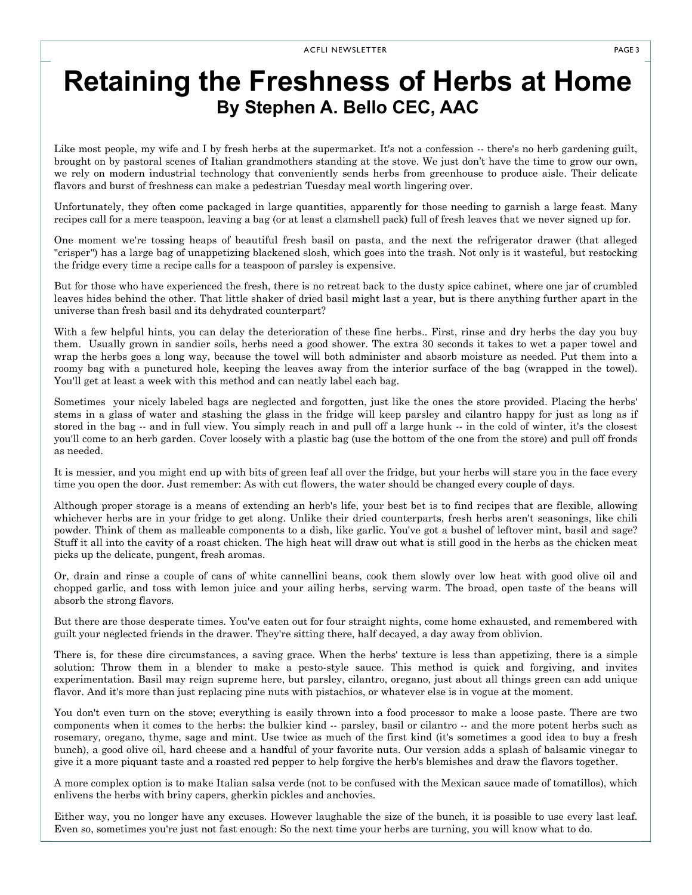# Retaining the Freshness of Herbs at Home

## By Stephen A. Bello CEC, AAC

Like most people, my wife and I by fresh herbs at the supermarket. It's not a confession -- there's no herb gardening guilt, brought on by pastoral scenes of Italian grandmothers standing at the stove. We just don't have the time to grow our own, we rely on modern industrial technology that conveniently sends herbs from greenhouse to produce aisle. Their delicate flavors and burst of freshness can make a pedestrian Tuesday meal worth lingering over.

Unfortunately, they often come packaged in large quantities, apparently for those needing to garnish a large feast. Many recipes call for a mere teaspoon, leaving a bag (or at least a clamshell pack) full of fresh leaves that we never signed up for.

One moment we're tossing heaps of beautiful fresh basil on pasta, and the next the refrigerator drawer (that alleged "crisper") has a large bag of unappetizing blackened slosh, which goes into the trash. Not only is it wasteful, but restocking the fridge every time a recipe calls for a teaspoon of parsley is expensive.

But for those who have experienced the fresh, there is no retreat back to the dusty spice cabinet, where one jar of crumbled leaves hides behind the other. That little shaker of dried basil might last a year, but is there anything further apart in the universe than fresh basil and its dehydrated counterpart?

With a few helpful hints, you can delay the deterioration of these fine herbs.. First, rinse and dry herbs the day you buy them. Usually grown in sandier soils, herbs need a good shower. The extra 30 seconds it takes to wet a paper towel and wrap the herbs goes a long way, because the towel will both administer and absorb moisture as needed. Put them into a roomy bag with a punctured hole, keeping the leaves away from the interior surface of the bag (wrapped in the towel). You'll get at least a week with this method and can neatly label each bag.

Sometimes your nicely labeled bags are neglected and forgotten, just like the ones the store provided. Placing the herbs' stems in a glass of water and stashing the glass in the fridge will keep parsley and cilantro happy for just as long as if stored in the bag -- and in full view. You simply reach in and pull off a large hunk -- in the cold of winter, it's the closest you'll come to an herb garden. Cover loosely with a plastic bag (use the bottom of the one from the store) and pull off fronds as needed.

It is messier, and you might end up with bits of green leaf all over the fridge, but your herbs will stare you in the face every time you open the door. Just remember: As with cut flowers, the water should be changed every couple of days.

Although proper storage is a means of extending an herb's life, your best bet is to find recipes that are flexible, allowing whichever herbs are in your fridge to get along. Unlike their dried counterparts, fresh herbs aren't seasonings, like chili powder. Think of them as malleable components to a dish, like garlic. You've got a bushel of leftover mint, basil and sage? Stuff it all into the cavity of a roast chicken. The high heat will draw out what is still good in the herbs as the chicken meat picks up the delicate, pungent, fresh aromas.

Or, drain and rinse a couple of cans of white cannellini beans, cook them slowly over low heat with good olive oil and chopped garlic, and toss with lemon juice and your ailing herbs, serving warm. The broad, open taste of the beans will absorb the strong flavors.

But there are those desperate times. You've eaten out for four straight nights, come home exhausted, and remembered with guilt your neglected friends in the drawer. They're sitting there, half decayed, a day away from oblivion.

There is, for these dire circumstances, a saving grace. When the herbs' texture is less than appetizing, there is a simple solution: Throw them in a blender to make a pesto-style sauce. This method is quick and forgiving, and invites experimentation. Basil may reign supreme here, but parsley, cilantro, oregano, just about all things green can add unique flavor. And it's more than just replacing pine nuts with pistachios, or whatever else is in vogue at the moment.

You don't even turn on the stove; everything is easily thrown into a food processor to make a loose paste. There are two components when it comes to the herbs: the bulkier kind -- parsley, basil or cilantro -- and the more potent herbs such as rosemary, oregano, thyme, sage and mint. Use twice as much of the first kind (it's sometimes a good idea to buy a fresh bunch), a good olive oil, hard cheese and a handful of your favorite nuts. Our version adds a splash of balsamic vinegar to give it a more piquant taste and a roasted red pepper to help forgive the herb's blemishes and draw the flavors together.

A more complex option is to make Italian salsa verde (not to be confused with the Mexican sauce made of tomatillos), which enlivens the herbs with briny capers, gherkin pickles and anchovies.

Either way, you no longer have any excuses. However laughable the size of the bunch, it is possible to use every last leaf. Even so, sometimes you're just not fast enough: So the next time your herbs are turning, you will know what to do.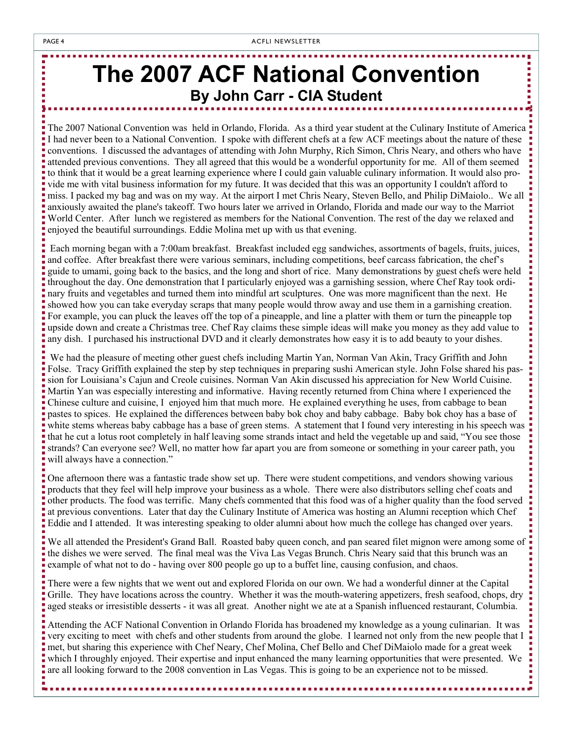# The 2007 ACF National Convention

## By John Carr - CIA Student

The 2007 National Convention was held in Orlando, Florida. As a third year student at the Culinary Institute of America I had never been to a National Convention. I spoke with different chefs at a few ACF meetings about the nature of these conventions. I discussed the advantages of attending with John Murphy, Rich Simon, Chris Neary, and others who have attended previous conventions. They all agreed that this would be a wonderful opportunity for me. All of them seemed to think that it would be a great learning experience where I could gain valuable culinary information. It would also provide me with vital business information for my future. It was decided that this was an opportunity I couldn't afford to miss. I packed my bag and was on my way. At the airport I met Chris Neary, Steven Bello, and Philip DiMaiolo.. We all anxiously awaited the plane's takeoff. Two hours later we arrived in Orlando, Florida and made our way to the Marriot World Center. After lunch we registered as members for the National Convention. The rest of the day we relaxed and enjoyed the beautiful surroundings. Eddie Molina met up with us that evening.

Each morning began with a 7:00am breakfast. Breakfast included egg sandwiches, assortments of bagels, fruits, juices, and coffee. After breakfast there were various seminars, including competitions, beef carcass fabrication, the chef's guide to umami, going back to the basics, and the long and short of rice. Many demonstrations by guest chefs were held throughout the day. One demonstration that I particularly enjoyed was a garnishing session, where Chef Ray took ordinary fruits and vegetables and turned them into mindful art sculptures. One was more magnificent than the next. He showed how you can take everyday scraps that many people would throw away and use them in a garnishing creation. For example, you can pluck the leaves off the top of a pineapple, and line a platter with them or turn the pineapple top upside down and create a Christmas tree. Chef Ray claims these simple ideas will make you money as they add value to any dish. I purchased his instructional DVD and it clearly demonstrates how easy it is to add beauty to your dishes.

We had the pleasure of meeting other guest chefs including Martin Yan, Norman Van Akin, Tracy Griffith and John Folse. Tracy Griffith explained the step by step techniques in preparing sushi American style. John Folse shared his passion for Louisiana's Cajun and Creole cuisines. Norman Van Akin discussed his appreciation for New World Cuisine. Martin Yan was especially interesting and informative. Having recently returned from China where I experienced the Chinese culture and cuisine, I enjoyed him that much more. He explained everything he uses, from cabbage to bean pastes to spices. He explained the differences between baby bok choy and baby cabbage. Baby bok choy has a base of white stems whereas baby cabbage has a base of green stems. A statement that I found very interesting in his speech was that he cut a lotus root completely in half leaving some strands intact and held the vegetable up and said, "You see those strands? Can everyone see? Well, no matter how far apart you are from someone or something in your career path, you will always have a connection."

One afternoon there was a fantastic trade show set up. There were student competitions, and vendors showing various products that they feel will help improve your business as a whole. There were also distributors selling chef coats and other products. The food was terrific. Many chefs commented that this food was of a higher quality than the food served at previous conventions. Later that day the Culinary Institute of America was hosting an Alumni reception which Chef Eddie and I attended. It was interesting speaking to older alumni about how much the college has changed over years.

We all attended the President's Grand Ball. Roasted baby queen conch, and pan seared filet mignon were among some of the dishes we were served. The final meal was the Viva Las Vegas Brunch. Chris Neary said that this brunch was an example of what not to do - having over 800 people go up to a buffet line, causing confusion, and chaos.

There were a few nights that we went out and explored Florida on our own. We had a wonderful dinner at the Capital Grille. They have locations across the country. Whether it was the mouth-watering appetizers, fresh seafood, chops, dry aged steaks or irresistible desserts - it was all great. Another night we ate at a Spanish influenced restaurant, Columbia.

Attending the ACF National Convention in Orlando Florida has broadened my knowledge as a young culinarian. It was very exciting to meet with chefs and other students from around the globe. I learned not only from the new people that I met, but sharing this experience with Chef Neary, Chef Molina, Chef Bello and Chef DiMaiolo made for a great week which I throughly enjoyed. Their expertise and input enhanced the many learning opportunities that were presented. We are all looking forward to the 2008 convention in Las Vegas. This is going to be an experience not to be missed.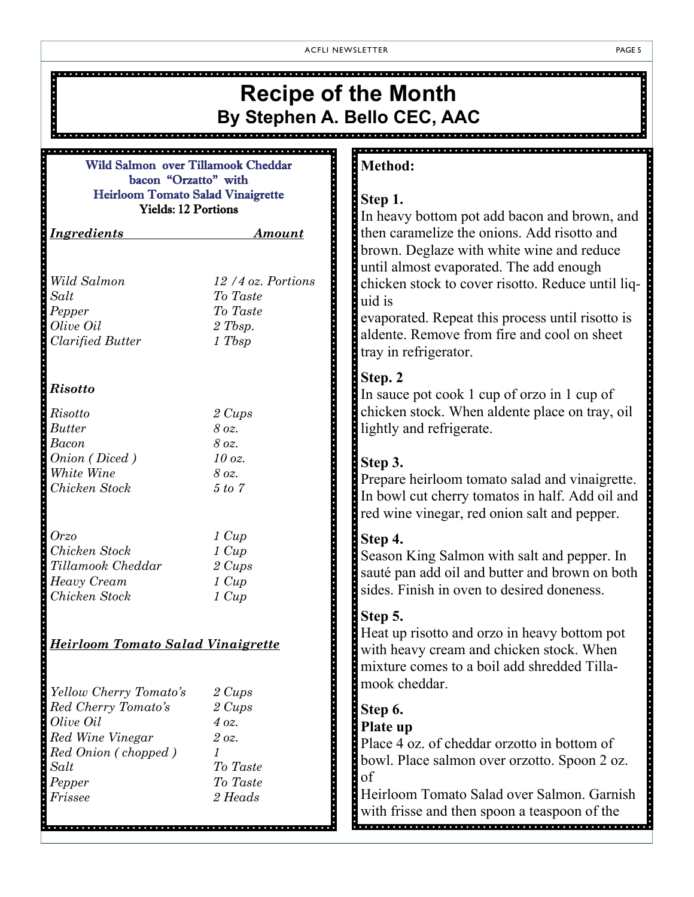# Recipe of the Month

## By Stephen A. Bello CEC, AAC

### Wild Salmon over Tillamook Cheddar bacon "Orzatto" with Heirloom Tomato Salad Vinaigrette

**Yields: 12 Portions**

| ***Ingredients*** | ***Amount*** |
|---|---|
| *Wild Salmon* | *12 /4 oz. Portions* |
| *Salt* | *To Taste* |
| *Pepper* | *To Taste* |
| *Olive Oil* | *2 Tbsp.* |
| *Clarified Butter* | *1 Tbsp* |

***Risotto***

| | |
|---|---|
| *Risotto* | *2 Cups* |
| *Butter* | *8 oz.* |
| *Bacon* | *8 oz.* |
| *Onion ( Diced )* | *10 oz.* |
| *White Wine* | *8 oz.* |
| *Chicken Stock* | *5 to 7* |

| | |
|---|---|
| *Orzo* | *1 Cup* |
| *Chicken Stock* | *1 Cup* |
| *Tillamook Cheddar* | *2 Cups* |
| *Heavy Cream* | *1 Cup* |
| *Chicken Stock* | *1 Cup* |

***Heirloom Tomato Salad Vinaigrette***

| | |
|---|---|
| *Yellow Cherry Tomato's* | *2 Cups* |
| *Red Cherry Tomato's* | *2 Cups* |
| *Olive Oil* | *4 oz.* |
| *Red Wine Vinegar* | *2 oz.* |
| *Red Onion ( chopped )* | *1* |
| *Salt* | *To Taste* |
| *Pepper* | *To Taste* |
| *Frissee* | *2 Heads* |

**Method:**

**Step 1.**
In heavy bottom pot add bacon and brown, and then caramelize the onions. Add risotto and brown. Deglaze with white wine and reduce until almost evaporated. The add enough chicken stock to cover risotto. Reduce until liquid is evaporated. Repeat this process until risotto is aldente. Remove from fire and cool on sheet tray in refrigerator.

**Step. 2**
In sauce pot cook 1 cup of orzo in 1 cup of chicken stock. When aldente place on tray, oil lightly and refrigerate.

**Step 3.**
Prepare heirloom tomato salad and vinaigrette. In bowl cut cherry tomatos in half. Add oil and red wine vinegar, red onion salt and pepper.

**Step 4.**
Season King Salmon with salt and pepper. In sauté pan add oil and butter and brown on both sides. Finish in oven to desired doneness.

**Step 5.**
Heat up risotto and orzo in heavy bottom pot with heavy cream and chicken stock. When mixture comes to a boil add shredded Tillamook cheddar.

**Step 6.**
**Plate up**
Place 4 oz. of cheddar orzotto in bottom of bowl. Place salmon over orzotto. Spoon 2 oz. of Heirloom Tomato Salad over Salmon. Garnish with frisse and then spoon a teaspoon of the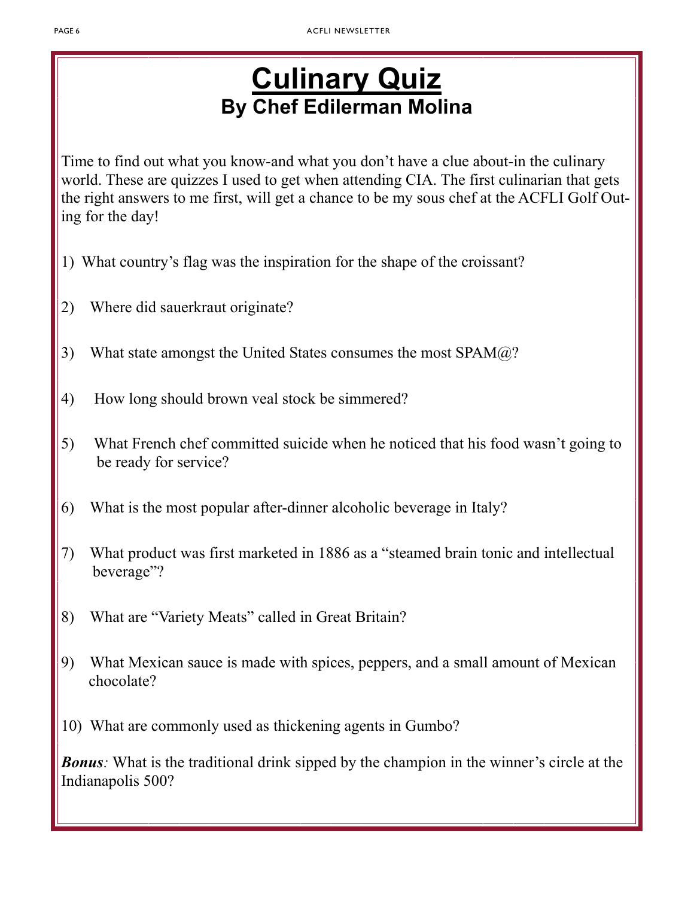# Culinary Quiz

## By Chef Edilerman Molina

Time to find out what you know-and what you don't have a clue about-in the culinary world. These are quizzes I used to get when attending CIA. The first culinarian that gets the right answers to me first, will get a chance to be my sous chef at the ACFLI Golf Outing for the day!

1) What country's flag was the inspiration for the shape of the croissant?

2) Where did sauerkraut originate?

3) What state amongst the United States consumes the most SPAM@?

4) How long should brown veal stock be simmered?

5) What French chef committed suicide when he noticed that his food wasn't going to be ready for service?

6) What is the most popular after-dinner alcoholic beverage in Italy?

7) What product was first marketed in 1886 as a "steamed brain tonic and intellectual beverage"?

8) What are "Variety Meats" called in Great Britain?

9) What Mexican sauce is made with spices, peppers, and a small amount of Mexican chocolate?

10) What are commonly used as thickening agents in Gumbo?

***Bonus****:* What is the traditional drink sipped by the champion in the winner's circle at the Indianapolis 500?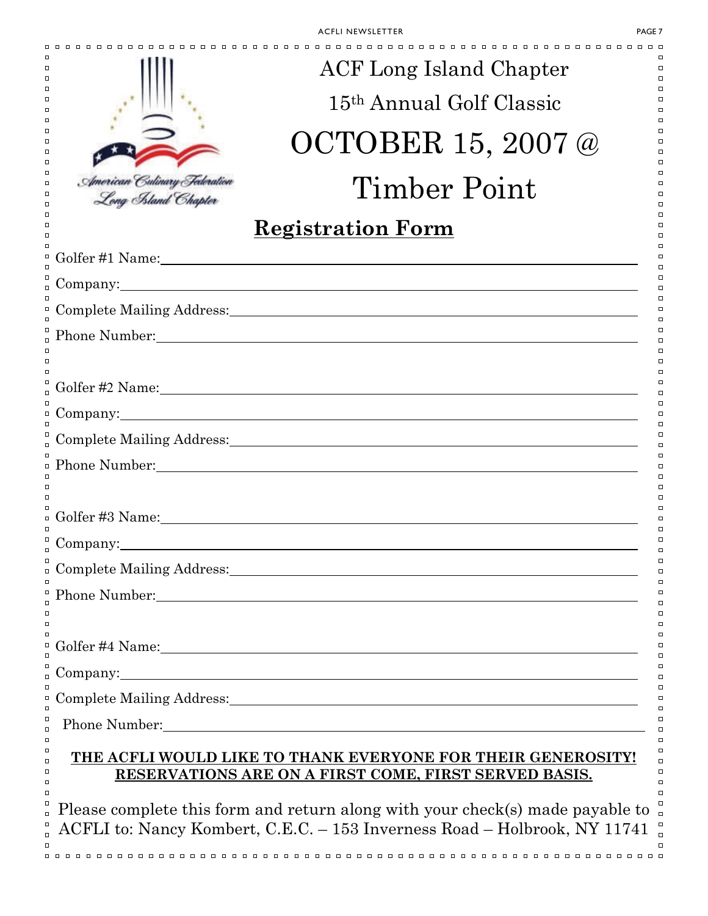American Culinary Federation
Long Island Chapter

# ACF Long Island Chapter

## 15th Annual Golf Classic

# OCTOBER 15, 2007 @ Timber Point

## Registration Form

Golfer #1 Name: ______________________________

Company: ______________________________

Complete Mailing Address: ______________________________

Phone Number: ______________________________

Golfer #2 Name: ______________________________

Company: ______________________________

Complete Mailing Address: ______________________________

Phone Number: ______________________________

Golfer #3 Name: ______________________________

Company: ______________________________

Complete Mailing Address: ______________________________

Phone Number: ______________________________

Golfer #4 Name: ______________________________

Company: ______________________________

Complete Mailing Address: ______________________________

Phone Number: ______________________________

**THE ACFLI WOULD LIKE TO THANK EVERYONE FOR THEIR GENEROSITY!**
**RESERVATIONS ARE ON A FIRST COME, FIRST SERVED BASIS.**

Please complete this form and return along with your check(s) made payable to ACFLI to: Nancy Kombert, C.E.C. – 153 Inverness Road – Holbrook, NY 11741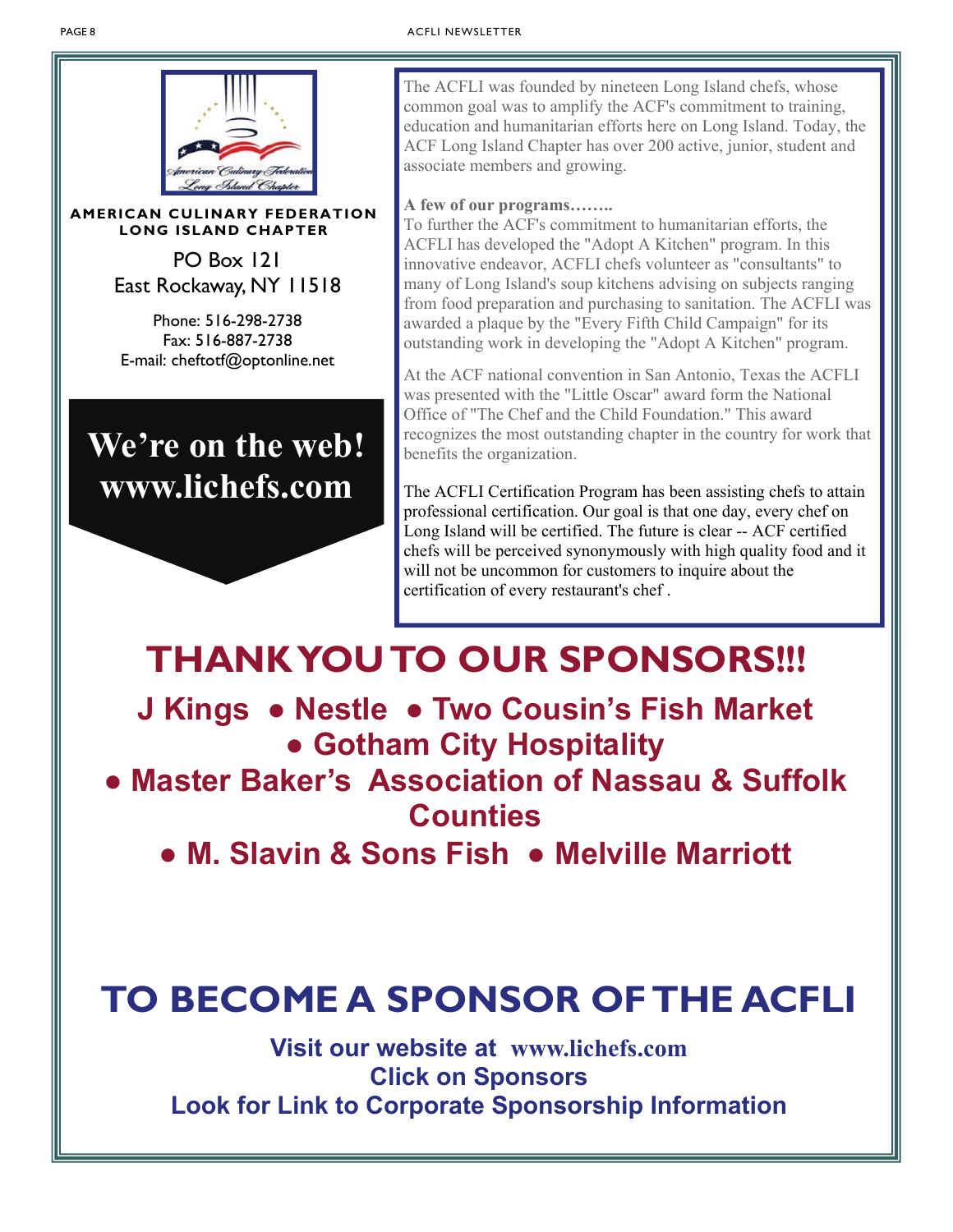**AMERICAN CULINARY FEDERATION LONG ISLAND CHAPTER**

PO Box 121
East Rockaway, NY 11518

Phone: 516-298-2738
Fax: 516-887-2738
E-mail: cheftotf@optonline.net

**We're on the web!**
**www.lichefs.com**

The ACFLI was founded by nineteen Long Island chefs, whose common goal was to amplify the ACF's commitment to training, education and humanitarian efforts here on Long Island. Today, the ACF Long Island Chapter has over 200 active, junior, student and associate members and growing.

**A few of our programs……..**

To further the ACF's commitment to humanitarian efforts, the ACFLI has developed the "Adopt A Kitchen" program. In this innovative endeavor, ACFLI chefs volunteer as "consultants" to many of Long Island's soup kitchens advising on subjects ranging from food preparation and purchasing to sanitation. The ACFLI was awarded a plaque by the "Every Fifth Child Campaign" for its outstanding work in developing the "Adopt A Kitchen" program.

At the ACF national convention in San Antonio, Texas the ACFLI was presented with the "Little Oscar" award form the National Office of "The Chef and the Child Foundation." This award recognizes the most outstanding chapter in the country for work that benefits the organization.

The ACFLI Certification Program has been assisting chefs to attain professional certification. Our goal is that one day, every chef on Long Island will be certified. The future is clear -- ACF certified chefs will be perceived synonymously with high quality food and it will not be uncommon for customers to inquire about the certification of every restaurant's chef .

# THANK YOU TO OUR SPONSORS!!!

**J Kings ● Nestle ● Two Cousin's Fish Market ● Gotham City Hospitality ● Master Baker's Association of Nassau & Suffolk Counties ● M. Slavin & Sons Fish ● Melville Marriott**

# TO BECOME A SPONSOR OF THE ACFLI

**Visit our website at www.lichefs.com**
**Click on Sponsors**
**Look for Link to Corporate Sponsorship Information**